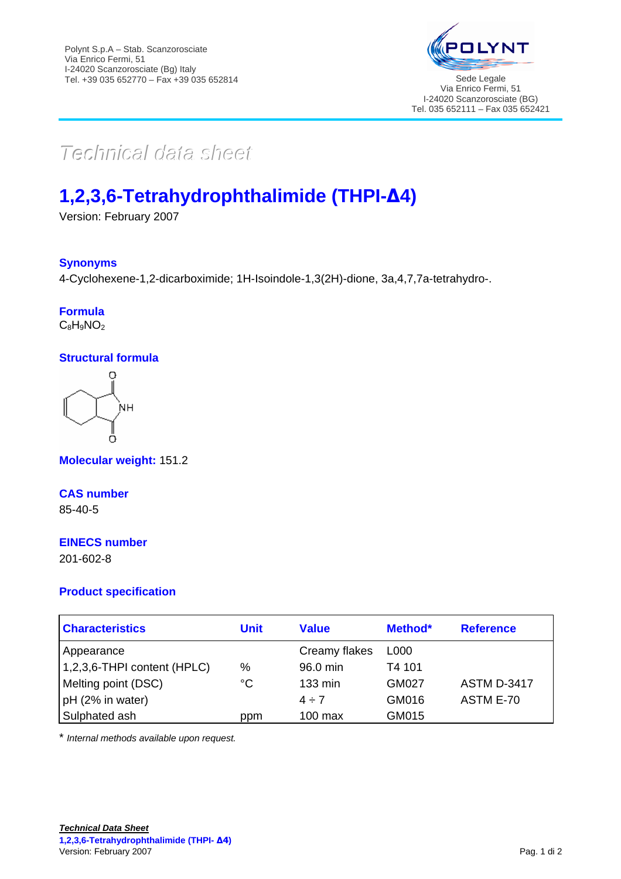Polynt S.p.A – Stab. Scanzorosciate
Via Enrico Fermi, 51
I-24020 Scanzorosciate (Bg) Italy
Tel. +39 035 652770 – Fax +39 035 652814

POLYNT

Sede Legale
Via Enrico Fermi, 51
I-24020 Scanzorosciate (BG)
Tel. 035 652111 – Fax 035 652421

*Technical data sheet*

# 1,2,3,6-Tetrahydrophthalimide (THPI-Δ4)

Version: February 2007

### Synonyms

4-Cyclohexene-1,2-dicarboximide; 1H-Isoindole-1,3(2H)-dione, 3a,4,7,7a-tetrahydro-.

### Formula

$C_8H_9NO_2$

### Structural formula

### Molecular weight: 151.2

### CAS number

85-40-5

### EINECS number

201-602-8

### Product specification

| Characteristics | Unit | Value | Method* | Reference |
|---|---|---|---|---|
| Appearance | | Creamy flakes | L000 | |
| 1,2,3,6-THPI content (HPLC) | % | 96.0 min | T4 101 | |
| Melting point (DSC) | °C | 133 min | GM027 | ASTM D-3417 |
| pH (2% in water) | | 4 ÷ 7 | GM016 | ASTM E-70 |
| Sulphated ash | ppm | 100 max | GM015 | |

\* *Internal methods available upon request.*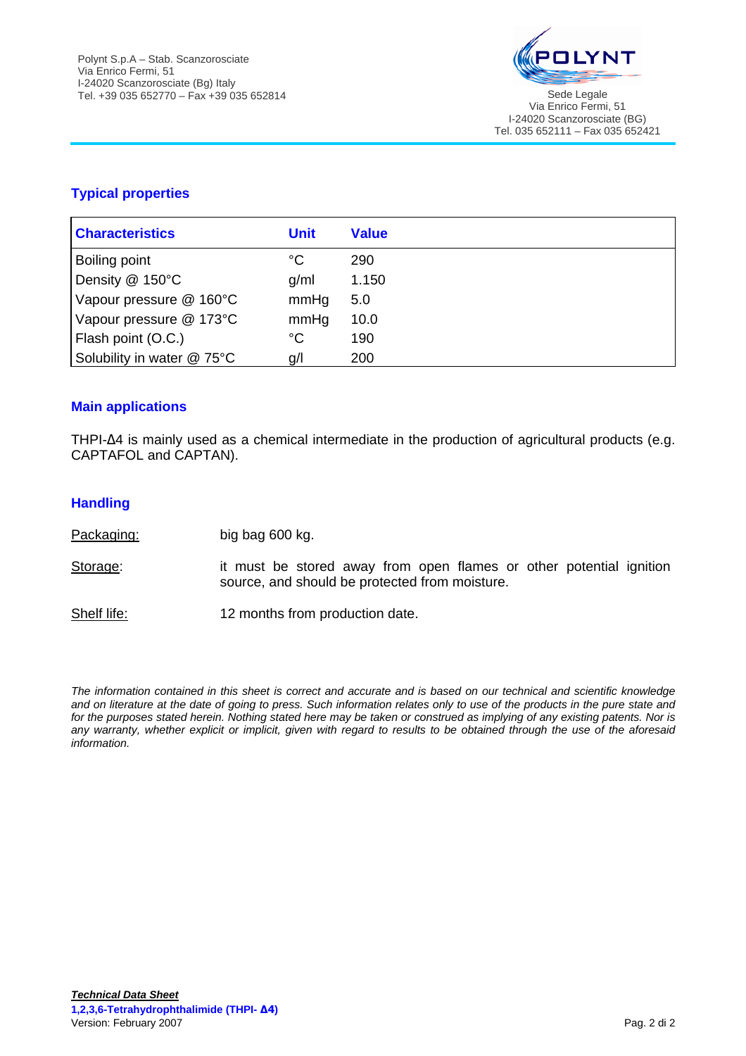## Typical properties

| Characteristics | Unit | Value |
|---|---|---|
| Boiling point | °C | 290 |
| Density @ 150°C | g/ml | 1.150 |
| Vapour pressure @ 160°C | mmHg | 5.0 |
| Vapour pressure @ 173°C | mmHg | 10.0 |
| Flash point (O.C.) | °C | 190 |
| Solubility in water @ 75°C | g/l | 200 |

## Main applications

THPI-Δ4 is mainly used as a chemical intermediate in the production of agricultural products (e.g. CAPTAFOL and CAPTAN).

## Handling

Packaging: big bag 600 kg.

Storage: it must be stored away from open flames or other potential ignition source, and should be protected from moisture.

Shelf life: 12 months from production date.

*The information contained in this sheet is correct and accurate and is based on our technical and scientific knowledge and on literature at the date of going to press. Such information relates only to use of the products in the pure state and for the purposes stated herein. Nothing stated here may be taken or construed as implying of any existing patents. Nor is any warranty, whether explicit or implicit, given with regard to results to be obtained through the use of the aforesaid information.*